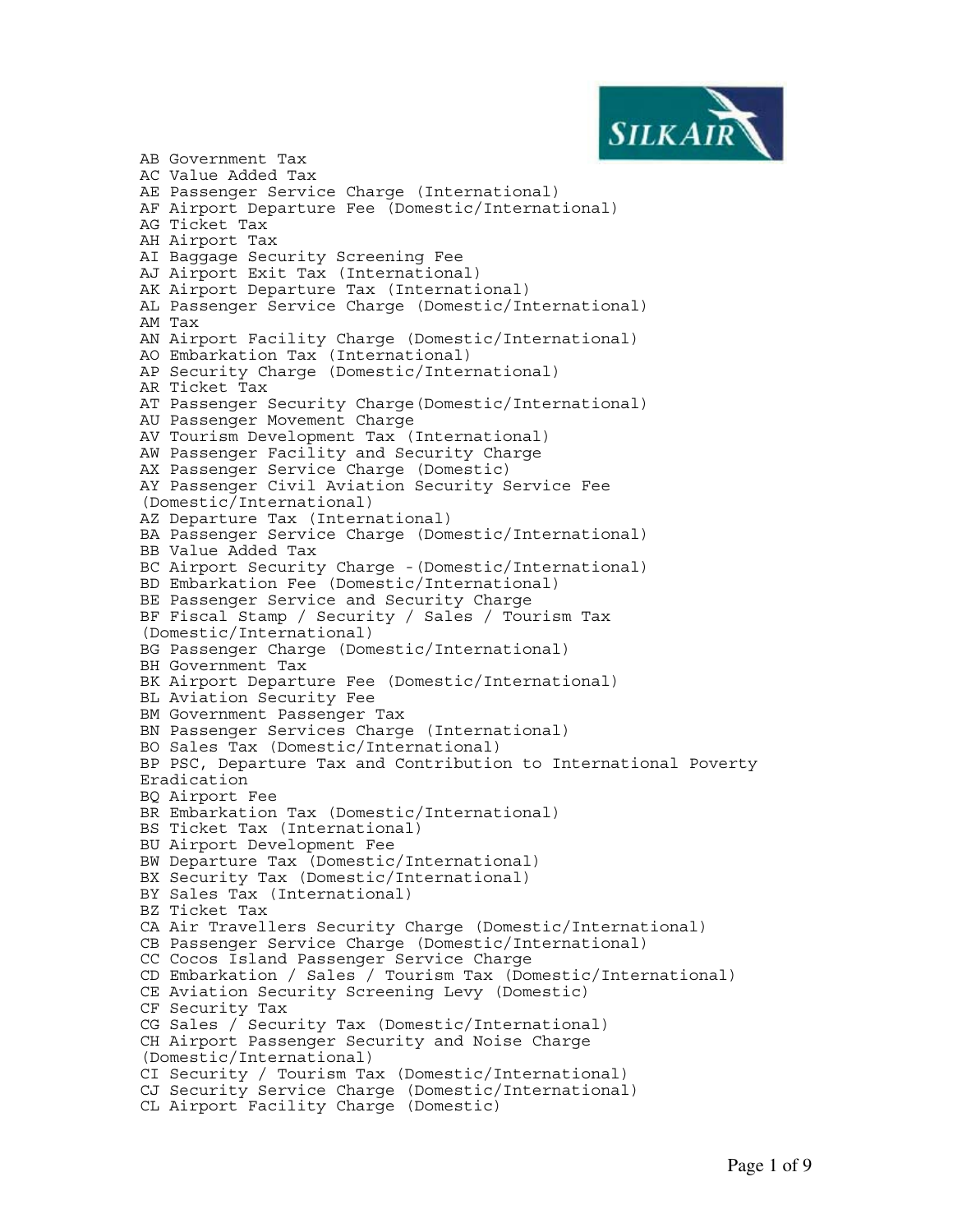AB Government Tax
AC Value Added Tax
AE Passenger Service Charge (International)
AF Airport Departure Fee (Domestic/International)
AG Ticket Tax
AH Airport Tax
AI Baggage Security Screening Fee
AJ Airport Exit Tax (International)
AK Airport Departure Tax (International)
AL Passenger Service Charge (Domestic/International)
AM Tax
AN Airport Facility Charge (Domestic/International)
AO Embarkation Tax (International)
AP Security Charge (Domestic/International)
AR Ticket Tax
AT Passenger Security Charge(Domestic/International)
AU Passenger Movement Charge
AV Tourism Development Tax (International)
AW Passenger Facility and Security Charge
AX Passenger Service Charge (Domestic)
AY Passenger Civil Aviation Security Service Fee (Domestic/International)
AZ Departure Tax (International)
BA Passenger Service Charge (Domestic/International)
BB Value Added Tax
BC Airport Security Charge -(Domestic/International)
BD Embarkation Fee (Domestic/International)
BE Passenger Service and Security Charge
BF Fiscal Stamp / Security / Sales / Tourism Tax (Domestic/International)
BG Passenger Charge (Domestic/International)
BH Government Tax
BK Airport Departure Fee (Domestic/International)
BL Aviation Security Fee
BM Government Passenger Tax
BN Passenger Services Charge (International)
BO Sales Tax (Domestic/International)
BP PSC, Departure Tax and Contribution to International Poverty Eradication
BQ Airport Fee
BR Embarkation Tax (Domestic/International)
BS Ticket Tax (International)
BU Airport Development Fee
BW Departure Tax (Domestic/International)
BX Security Tax (Domestic/International)
BY Sales Tax (International)
BZ Ticket Tax
CA Air Travellers Security Charge (Domestic/International)
CB Passenger Service Charge (Domestic/International)
CC Cocos Island Passenger Service Charge
CD Embarkation / Sales / Tourism Tax (Domestic/International)
CE Aviation Security Screening Levy (Domestic)
CF Security Tax
CG Sales / Security Tax (Domestic/International)
CH Airport Passenger Security and Noise Charge (Domestic/International)
CI Security / Tourism Tax (Domestic/International)
CJ Security Service Charge (Domestic/International)
CL Airport Facility Charge (Domestic)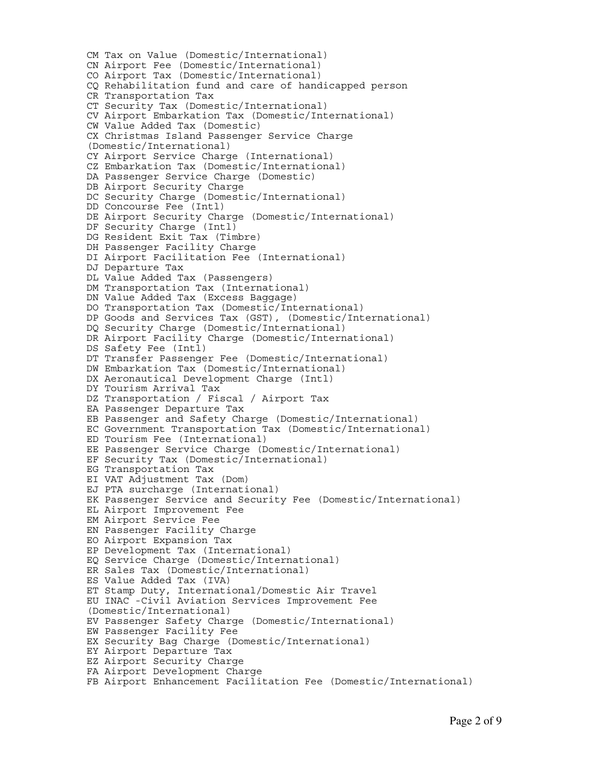CM Tax on Value (Domestic/International)
CN Airport Fee (Domestic/International)
CO Airport Tax (Domestic/International)
CQ Rehabilitation fund and care of handicapped person
CR Transportation Tax
CT Security Tax (Domestic/International)
CV Airport Embarkation Tax (Domestic/International)
CW Value Added Tax (Domestic)
CX Christmas Island Passenger Service Charge (Domestic/International)
CY Airport Service Charge (International)
CZ Embarkation Tax (Domestic/International)
DA Passenger Service Charge (Domestic)
DB Airport Security Charge
DC Security Charge (Domestic/International)
DD Concourse Fee (Intl)
DE Airport Security Charge (Domestic/International)
DF Security Charge (Intl)
DG Resident Exit Tax (Timbre)
DH Passenger Facility Charge
DI Airport Facilitation Fee (International)
DJ Departure Tax
DL Value Added Tax (Passengers)
DM Transportation Tax (International)
DN Value Added Tax (Excess Baggage)
DO Transportation Tax (Domestic/International)
DP Goods and Services Tax (GST), (Domestic/International)
DQ Security Charge (Domestic/International)
DR Airport Facility Charge (Domestic/International)
DS Safety Fee (Intl)
DT Transfer Passenger Fee (Domestic/International)
DW Embarkation Tax (Domestic/International)
DX Aeronautical Development Charge (Intl)
DY Tourism Arrival Tax
DZ Transportation / Fiscal / Airport Tax
EA Passenger Departure Tax
EB Passenger and Safety Charge (Domestic/International)
EC Government Transportation Tax (Domestic/International)
ED Tourism Fee (International)
EE Passenger Service Charge (Domestic/International)
EF Security Tax (Domestic/International)
EG Transportation Tax
EI VAT Adjustment Tax (Dom)
EJ PTA surcharge (International)
EK Passenger Service and Security Fee (Domestic/International)
EL Airport Improvement Fee
EM Airport Service Fee
EN Passenger Facility Charge
EO Airport Expansion Tax
EP Development Tax (International)
EQ Service Charge (Domestic/International)
ER Sales Tax (Domestic/International)
ES Value Added Tax (IVA)
ET Stamp Duty, International/Domestic Air Travel
EU INAC -Civil Aviation Services Improvement Fee (Domestic/International)
EV Passenger Safety Charge (Domestic/International)
EW Passenger Facility Fee
EX Security Bag Charge (Domestic/International)
EY Airport Departure Tax
EZ Airport Security Charge
FA Airport Development Charge
FB Airport Enhancement Facilitation Fee (Domestic/International)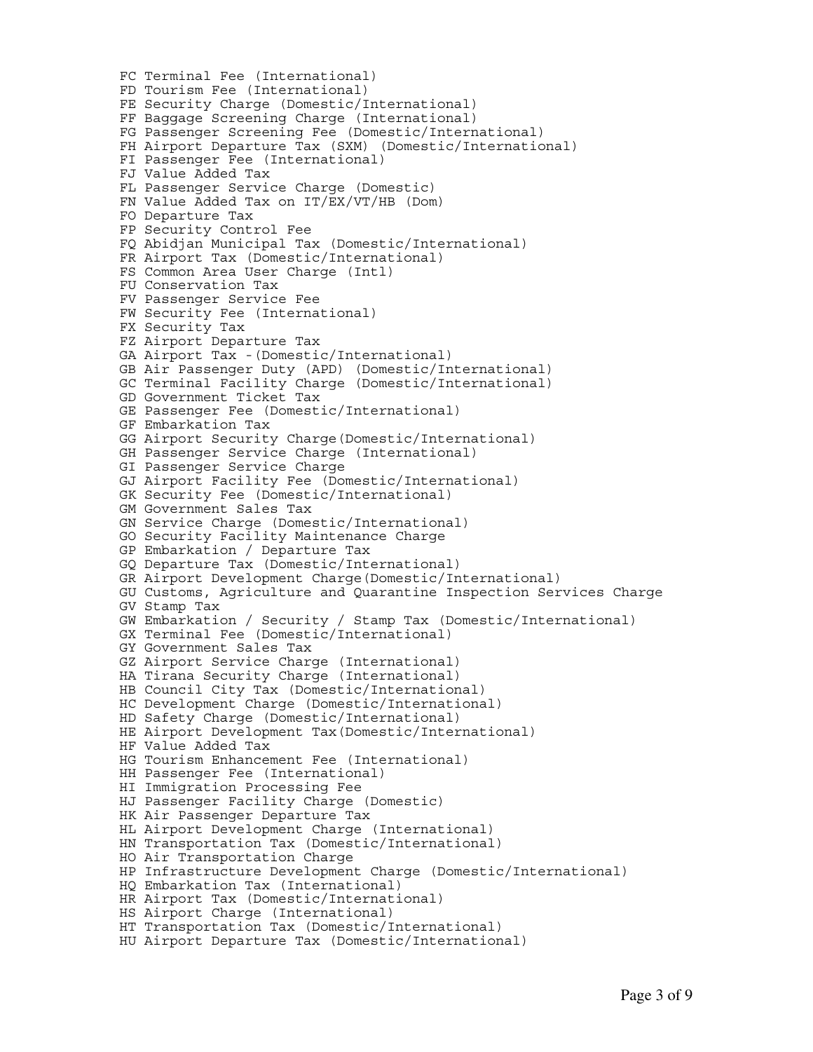FC Terminal Fee (International)
FD Tourism Fee (International)
FE Security Charge (Domestic/International)
FF Baggage Screening Charge (International)
FG Passenger Screening Fee (Domestic/International)
FH Airport Departure Tax (SXM) (Domestic/International)
FI Passenger Fee (International)
FJ Value Added Tax
FL Passenger Service Charge (Domestic)
FN Value Added Tax on IT/EX/VT/HB (Dom)
FO Departure Tax
FP Security Control Fee
FQ Abidjan Municipal Tax (Domestic/International)
FR Airport Tax (Domestic/International)
FS Common Area User Charge (Intl)
FU Conservation Tax
FV Passenger Service Fee
FW Security Fee (International)
FX Security Tax
FZ Airport Departure Tax
GA Airport Tax -(Domestic/International)
GB Air Passenger Duty (APD) (Domestic/International)
GC Terminal Facility Charge (Domestic/International)
GD Government Ticket Tax
GE Passenger Fee (Domestic/International)
GF Embarkation Tax
GG Airport Security Charge(Domestic/International)
GH Passenger Service Charge (International)
GI Passenger Service Charge
GJ Airport Facility Fee (Domestic/International)
GK Security Fee (Domestic/International)
GM Government Sales Tax
GN Service Charge (Domestic/International)
GO Security Facility Maintenance Charge
GP Embarkation / Departure Tax
GQ Departure Tax (Domestic/International)
GR Airport Development Charge(Domestic/International)
GU Customs, Agriculture and Quarantine Inspection Services Charge
GV Stamp Tax
GW Embarkation / Security / Stamp Tax (Domestic/International)
GX Terminal Fee (Domestic/International)
GY Government Sales Tax
GZ Airport Service Charge (International)
HA Tirana Security Charge (International)
HB Council City Tax (Domestic/International)
HC Development Charge (Domestic/International)
HD Safety Charge (Domestic/International)
HE Airport Development Tax(Domestic/International)
HF Value Added Tax
HG Tourism Enhancement Fee (International)
HH Passenger Fee (International)
HI Immigration Processing Fee
HJ Passenger Facility Charge (Domestic)
HK Air Passenger Departure Tax
HL Airport Development Charge (International)
HN Transportation Tax (Domestic/International)
HO Air Transportation Charge
HP Infrastructure Development Charge (Domestic/International)
HQ Embarkation Tax (International)
HR Airport Tax (Domestic/International)
HS Airport Charge (International)
HT Transportation Tax (Domestic/International)
HU Airport Departure Tax (Domestic/International)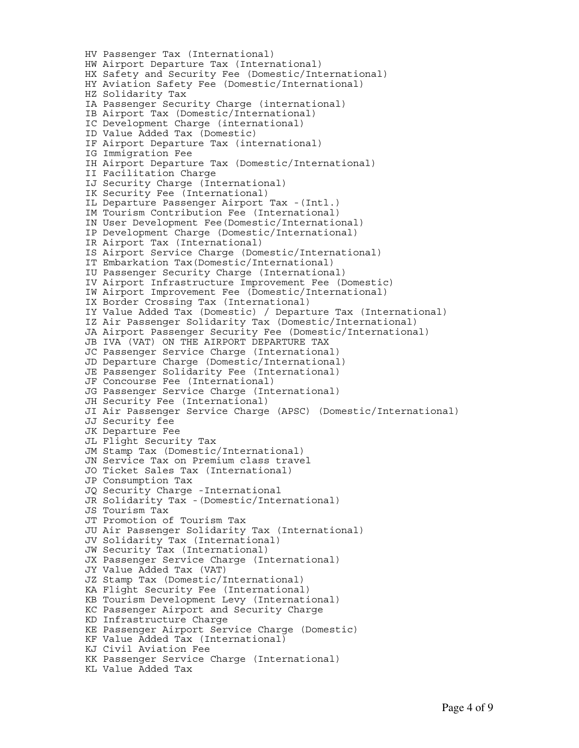HV Passenger Tax (International)
HW Airport Departure Tax (International)
HX Safety and Security Fee (Domestic/International)
HY Aviation Safety Fee (Domestic/International)
HZ Solidarity Tax
IA Passenger Security Charge (international)
IB Airport Tax (Domestic/International)
IC Development Charge (international)
ID Value Added Tax (Domestic)
IF Airport Departure Tax (international)
IG Immigration Fee
IH Airport Departure Tax (Domestic/International)
II Facilitation Charge
IJ Security Charge (International)
IK Security Fee (International)
IL Departure Passenger Airport Tax -(Intl.)
IM Tourism Contribution Fee (International)
IN User Development Fee(Domestic/International)
IP Development Charge (Domestic/International)
IR Airport Tax (International)
IS Airport Service Charge (Domestic/International)
IT Embarkation Tax(Domestic/International)
IU Passenger Security Charge (International)
IV Airport Infrastructure Improvement Fee (Domestic)
IW Airport Improvement Fee (Domestic/International)
IX Border Crossing Tax (International)
IY Value Added Tax (Domestic) / Departure Tax (International)
IZ Air Passenger Solidarity Tax (Domestic/International)
JA Airport Passenger Security Fee (Domestic/International)
JB IVA (VAT) ON THE AIRPORT DEPARTURE TAX
JC Passenger Service Charge (International)
JD Departure Charge (Domestic/International)
JE Passenger Solidarity Fee (International)
JF Concourse Fee (International)
JG Passenger Service Charge (International)
JH Security Fee (International)
JI Air Passenger Service Charge (APSC) (Domestic/International)
JJ Security fee
JK Departure Fee
JL Flight Security Tax
JM Stamp Tax (Domestic/International)
JN Service Tax on Premium class travel
JO Ticket Sales Tax (International)
JP Consumption Tax
JQ Security Charge -International
JR Solidarity Tax -(Domestic/International)
JS Tourism Tax
JT Promotion of Tourism Tax
JU Air Passenger Solidarity Tax (International)
JV Solidarity Tax (International)
JW Security Tax (International)
JX Passenger Service Charge (International)
JY Value Added Tax (VAT)
JZ Stamp Tax (Domestic/International)
KA Flight Security Fee (International)
KB Tourism Development Levy (International)
KC Passenger Airport and Security Charge
KD Infrastructure Charge
KE Passenger Airport Service Charge (Domestic)
KF Value Added Tax (International)
KJ Civil Aviation Fee
KK Passenger Service Charge (International)
KL Value Added Tax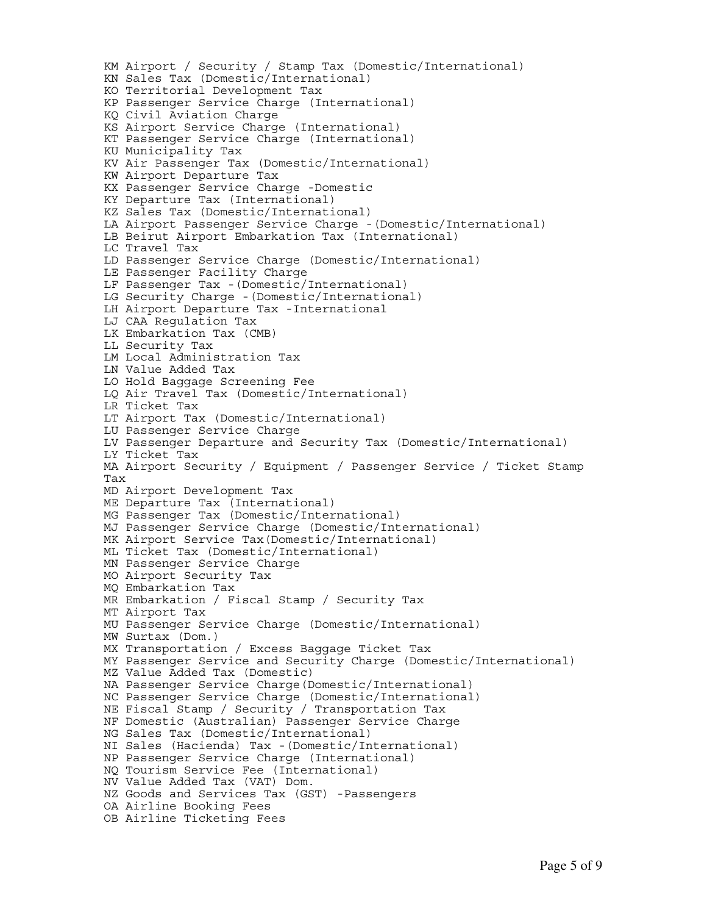KM Airport / Security / Stamp Tax (Domestic/International)
KN Sales Tax (Domestic/International)
KO Territorial Development Tax
KP Passenger Service Charge (International)
KQ Civil Aviation Charge
KS Airport Service Charge (International)
KT Passenger Service Charge (International)
KU Municipality Tax
KV Air Passenger Tax (Domestic/International)
KW Airport Departure Tax
KX Passenger Service Charge -Domestic
KY Departure Tax (International)
KZ Sales Tax (Domestic/International)
LA Airport Passenger Service Charge -(Domestic/International)
LB Beirut Airport Embarkation Tax (International)
LC Travel Tax
LD Passenger Service Charge (Domestic/International)
LE Passenger Facility Charge
LF Passenger Tax -(Domestic/International)
LG Security Charge -(Domestic/International)
LH Airport Departure Tax -International
LJ CAA Regulation Tax
LK Embarkation Tax (CMB)
LL Security Tax
LM Local Administration Tax
LN Value Added Tax
LO Hold Baggage Screening Fee
LQ Air Travel Tax (Domestic/International)
LR Ticket Tax
LT Airport Tax (Domestic/International)
LU Passenger Service Charge
LV Passenger Departure and Security Tax (Domestic/International)
LY Ticket Tax
MA Airport Security / Equipment / Passenger Service / Ticket Stamp Tax
MD Airport Development Tax
ME Departure Tax (International)
MG Passenger Tax (Domestic/International)
MJ Passenger Service Charge (Domestic/International)
MK Airport Service Tax(Domestic/International)
ML Ticket Tax (Domestic/International)
MN Passenger Service Charge
MO Airport Security Tax
MQ Embarkation Tax
MR Embarkation / Fiscal Stamp / Security Tax
MT Airport Tax
MU Passenger Service Charge (Domestic/International)
MW Surtax (Dom.)
MX Transportation / Excess Baggage Ticket Tax
MY Passenger Service and Security Charge (Domestic/International)
MZ Value Added Tax (Domestic)
NA Passenger Service Charge(Domestic/International)
NC Passenger Service Charge (Domestic/International)
NE Fiscal Stamp / Security / Transportation Tax
NF Domestic (Australian) Passenger Service Charge
NG Sales Tax (Domestic/International)
NI Sales (Hacienda) Tax -(Domestic/International)
NP Passenger Service Charge (International)
NQ Tourism Service Fee (International)
NV Value Added Tax (VAT) Dom.
NZ Goods and Services Tax (GST) -Passengers
OA Airline Booking Fees
OB Airline Ticketing Fees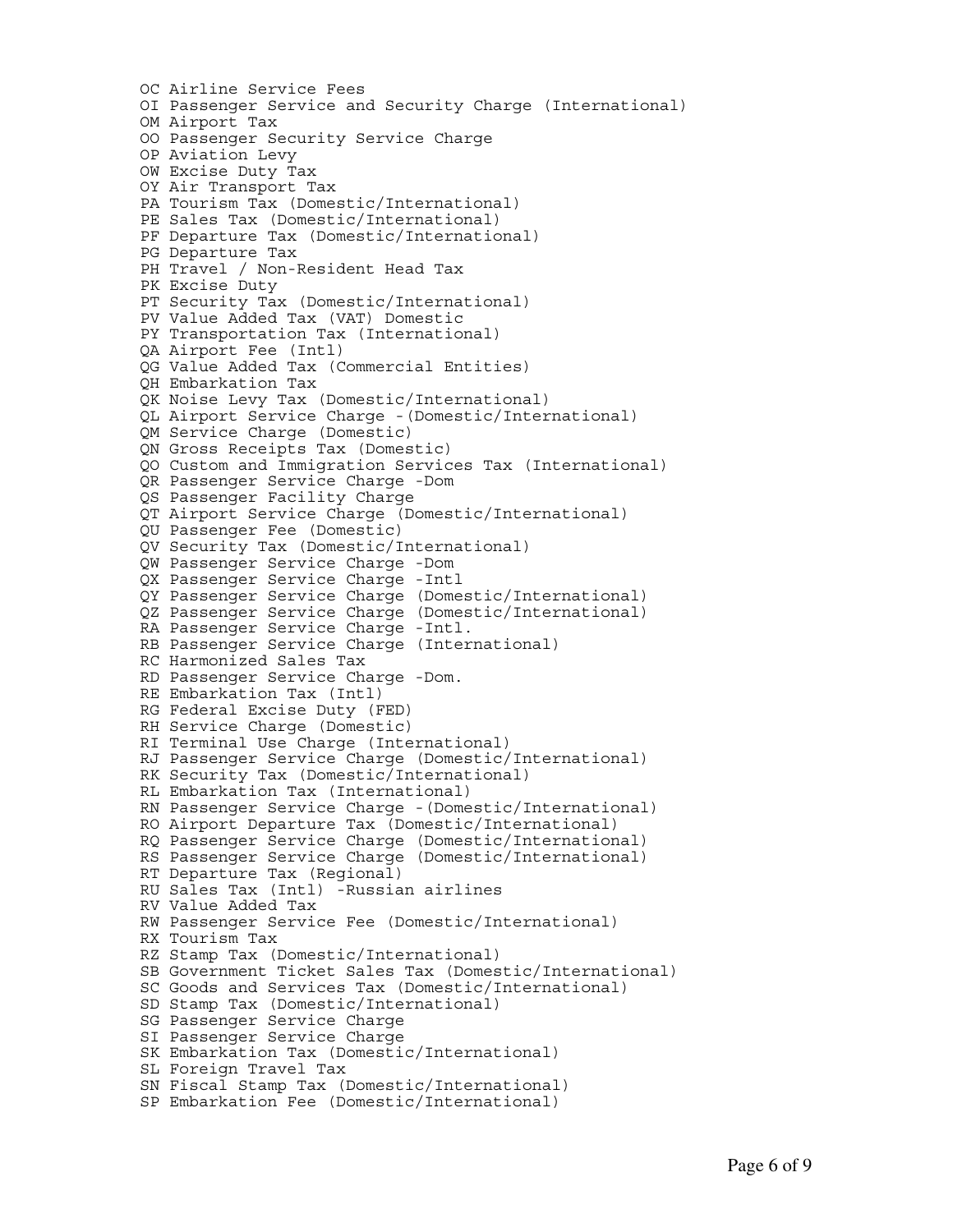OC Airline Service Fees
OI Passenger Service and Security Charge (International)
OM Airport Tax
OO Passenger Security Service Charge
OP Aviation Levy
OW Excise Duty Tax
OY Air Transport Tax
PA Tourism Tax (Domestic/International)
PE Sales Tax (Domestic/International)
PF Departure Tax (Domestic/International)
PG Departure Tax
PH Travel / Non-Resident Head Tax
PK Excise Duty
PT Security Tax (Domestic/International)
PV Value Added Tax (VAT) Domestic
PY Transportation Tax (International)
QA Airport Fee (Intl)
QG Value Added Tax (Commercial Entities)
QH Embarkation Tax
QK Noise Levy Tax (Domestic/International)
QL Airport Service Charge -(Domestic/International)
QM Service Charge (Domestic)
QN Gross Receipts Tax (Domestic)
QO Custom and Immigration Services Tax (International)
QR Passenger Service Charge -Dom
QS Passenger Facility Charge
QT Airport Service Charge (Domestic/International)
QU Passenger Fee (Domestic)
QV Security Tax (Domestic/International)
QW Passenger Service Charge -Dom
QX Passenger Service Charge -Intl
QY Passenger Service Charge (Domestic/International)
QZ Passenger Service Charge (Domestic/International)
RA Passenger Service Charge -Intl.
RB Passenger Service Charge (International)
RC Harmonized Sales Tax
RD Passenger Service Charge -Dom.
RE Embarkation Tax (Intl)
RG Federal Excise Duty (FED)
RH Service Charge (Domestic)
RI Terminal Use Charge (International)
RJ Passenger Service Charge (Domestic/International)
RK Security Tax (Domestic/International)
RL Embarkation Tax (International)
RN Passenger Service Charge -(Domestic/International)
RO Airport Departure Tax (Domestic/International)
RQ Passenger Service Charge (Domestic/International)
RS Passenger Service Charge (Domestic/International)
RT Departure Tax (Regional)
RU Sales Tax (Intl) -Russian airlines
RV Value Added Tax
RW Passenger Service Fee (Domestic/International)
RX Tourism Tax
RZ Stamp Tax (Domestic/International)
SB Government Ticket Sales Tax (Domestic/International)
SC Goods and Services Tax (Domestic/International)
SD Stamp Tax (Domestic/International)
SG Passenger Service Charge
SI Passenger Service Charge
SK Embarkation Tax (Domestic/International)
SL Foreign Travel Tax
SN Fiscal Stamp Tax (Domestic/International)
SP Embarkation Fee (Domestic/International)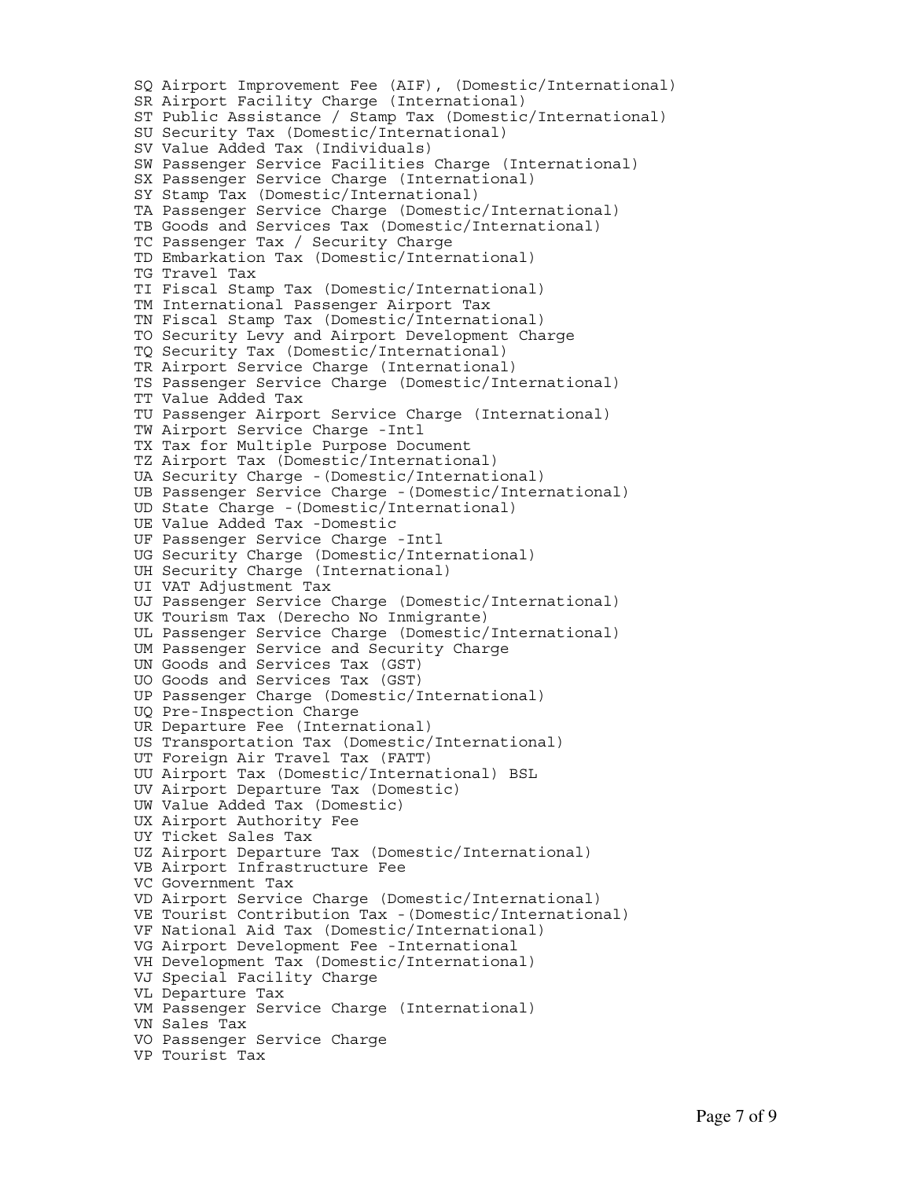SQ Airport Improvement Fee (AIF), (Domestic/International)
SR Airport Facility Charge (International)
ST Public Assistance / Stamp Tax (Domestic/International)
SU Security Tax (Domestic/International)
SV Value Added Tax (Individuals)
SW Passenger Service Facilities Charge (International)
SX Passenger Service Charge (International)
SY Stamp Tax (Domestic/International)
TA Passenger Service Charge (Domestic/International)
TB Goods and Services Tax (Domestic/International)
TC Passenger Tax / Security Charge
TD Embarkation Tax (Domestic/International)
TG Travel Tax
TI Fiscal Stamp Tax (Domestic/International)
TM International Passenger Airport Tax
TN Fiscal Stamp Tax (Domestic/International)
TO Security Levy and Airport Development Charge
TQ Security Tax (Domestic/International)
TR Airport Service Charge (International)
TS Passenger Service Charge (Domestic/International)
TT Value Added Tax
TU Passenger Airport Service Charge (International)
TW Airport Service Charge -Intl
TX Tax for Multiple Purpose Document
TZ Airport Tax (Domestic/International)
UA Security Charge -(Domestic/International)
UB Passenger Service Charge -(Domestic/International)
UD State Charge -(Domestic/International)
UE Value Added Tax -Domestic
UF Passenger Service Charge -Intl
UG Security Charge (Domestic/International)
UH Security Charge (International)
UI VAT Adjustment Tax
UJ Passenger Service Charge (Domestic/International)
UK Tourism Tax (Derecho No Inmigrante)
UL Passenger Service Charge (Domestic/International)
UM Passenger Service and Security Charge
UN Goods and Services Tax (GST)
UO Goods and Services Tax (GST)
UP Passenger Charge (Domestic/International)
UQ Pre-Inspection Charge
UR Departure Fee (International)
US Transportation Tax (Domestic/International)
UT Foreign Air Travel Tax (FATT)
UU Airport Tax (Domestic/International) BSL
UV Airport Departure Tax (Domestic)
UW Value Added Tax (Domestic)
UX Airport Authority Fee
UY Ticket Sales Tax
UZ Airport Departure Tax (Domestic/International)
VB Airport Infrastructure Fee
VC Government Tax
VD Airport Service Charge (Domestic/International)
VE Tourist Contribution Tax -(Domestic/International)
VF National Aid Tax (Domestic/International)
VG Airport Development Fee -International
VH Development Tax (Domestic/International)
VJ Special Facility Charge
VL Departure Tax
VM Passenger Service Charge (International)
VN Sales Tax
VO Passenger Service Charge
VP Tourist Tax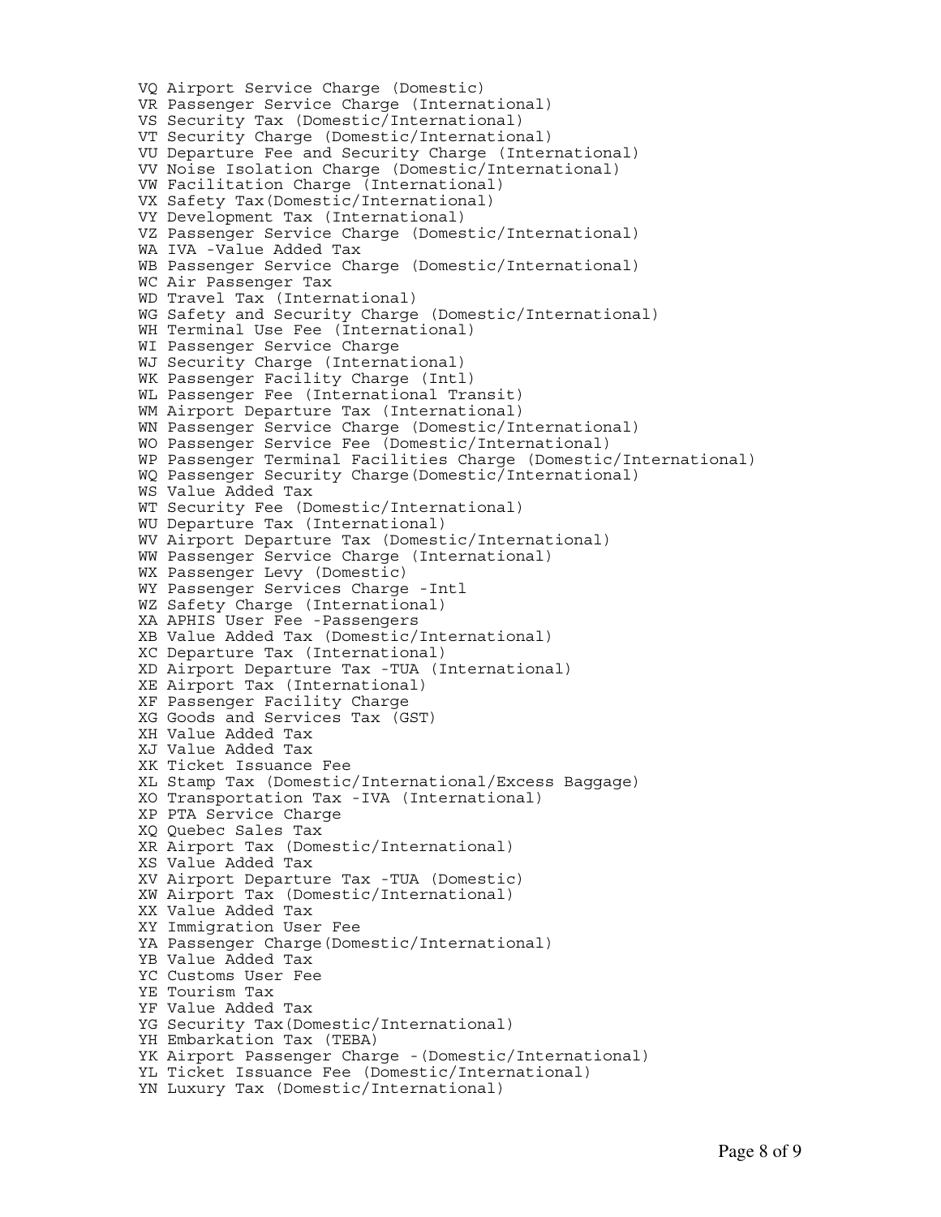VQ Airport Service Charge (Domestic)
VR Passenger Service Charge (International)
VS Security Tax (Domestic/International)
VT Security Charge (Domestic/International)
VU Departure Fee and Security Charge (International)
VV Noise Isolation Charge (Domestic/International)
VW Facilitation Charge (International)
VX Safety Tax(Domestic/International)
VY Development Tax (International)
VZ Passenger Service Charge (Domestic/International)
WA IVA -Value Added Tax
WB Passenger Service Charge (Domestic/International)
WC Air Passenger Tax
WD Travel Tax (International)
WG Safety and Security Charge (Domestic/International)
WH Terminal Use Fee (International)
WI Passenger Service Charge
WJ Security Charge (International)
WK Passenger Facility Charge (Intl)
WL Passenger Fee (International Transit)
WM Airport Departure Tax (International)
WN Passenger Service Charge (Domestic/International)
WO Passenger Service Fee (Domestic/International)
WP Passenger Terminal Facilities Charge (Domestic/International)
WQ Passenger Security Charge(Domestic/International)
WS Value Added Tax
WT Security Fee (Domestic/International)
WU Departure Tax (International)
WV Airport Departure Tax (Domestic/International)
WW Passenger Service Charge (International)
WX Passenger Levy (Domestic)
WY Passenger Services Charge -Intl
WZ Safety Charge (International)
XA APHIS User Fee -Passengers
XB Value Added Tax (Domestic/International)
XC Departure Tax (International)
XD Airport Departure Tax -TUA (International)
XE Airport Tax (International)
XF Passenger Facility Charge
XG Goods and Services Tax (GST)
XH Value Added Tax
XJ Value Added Tax
XK Ticket Issuance Fee
XL Stamp Tax (Domestic/International/Excess Baggage)
XO Transportation Tax -IVA (International)
XP PTA Service Charge
XQ Quebec Sales Tax
XR Airport Tax (Domestic/International)
XS Value Added Tax
XV Airport Departure Tax -TUA (Domestic)
XW Airport Tax (Domestic/International)
XX Value Added Tax
XY Immigration User Fee
YA Passenger Charge(Domestic/International)
YB Value Added Tax
YC Customs User Fee
YE Tourism Tax
YF Value Added Tax
YG Security Tax(Domestic/International)
YH Embarkation Tax (TEBA)
YK Airport Passenger Charge -(Domestic/International)
YL Ticket Issuance Fee (Domestic/International)
YN Luxury Tax (Domestic/International)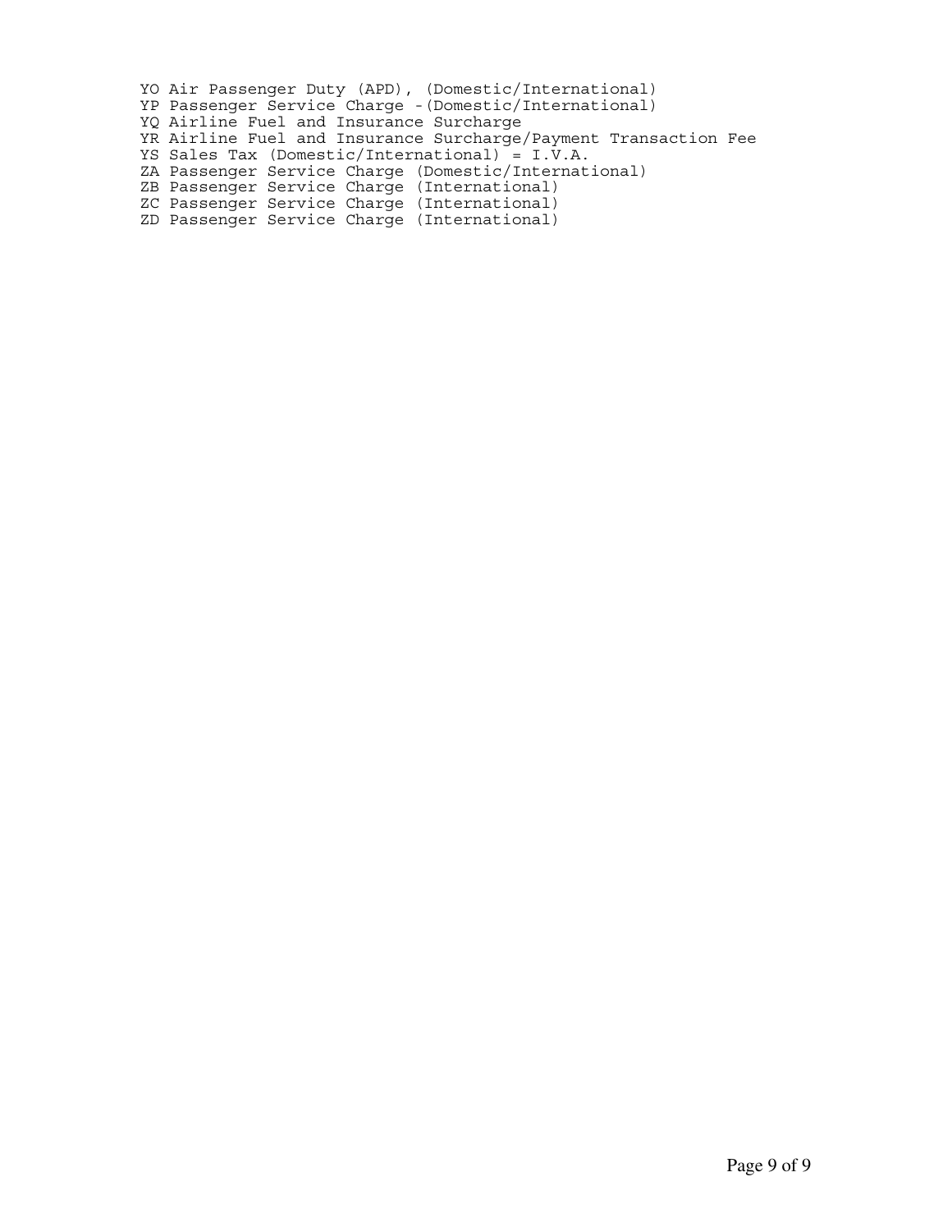YO Air Passenger Duty (APD), (Domestic/International)
YP Passenger Service Charge -(Domestic/International)
YQ Airline Fuel and Insurance Surcharge
YR Airline Fuel and Insurance Surcharge/Payment Transaction Fee
YS Sales Tax (Domestic/International) = I.V.A.
ZA Passenger Service Charge (Domestic/International)
ZB Passenger Service Charge (International)
ZC Passenger Service Charge (International)
ZD Passenger Service Charge (International)